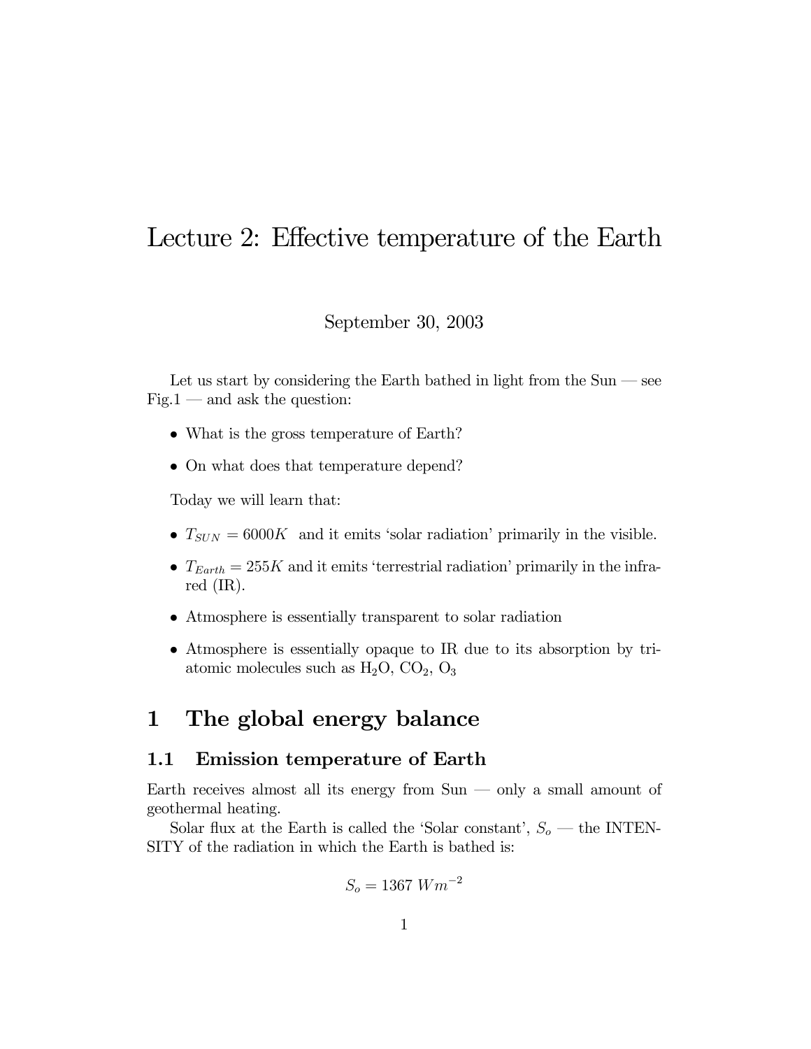# Lecture 2: Effective temperature of the Earth

September 30, 2003

Let us start by considering the Earth bathed in light from the Sun — see Fig.1 — and ask the question:

- What is the gross temperature of Earth?
- On what does that temperature depend?

Today we will learn that:

- $T_{SUN} = 6000K$ and it emits 'solar radiation' primarily in the visible.
- $T_{Earth} = 255K$ and it emits 'terrestrial radiation' primarily in the infra-red (IR).
- Atmosphere is essentially transparent to solar radiation
- Atmosphere is essentially opaque to IR due to its absorption by tri-atomic molecules such as $H_2O$, $CO_2$, $O_3$

## 1 The global energy balance

### 1.1 Emission temperature of Earth

Earth receives almost all its energy from Sun — only a small amount of geothermal heating.

Solar flux at the Earth is called the 'Solar constant', $S_o$ — the INTENSITY of the radiation in which the Earth is bathed is:

$$S_o = 1367 \; Wm^{-2}$$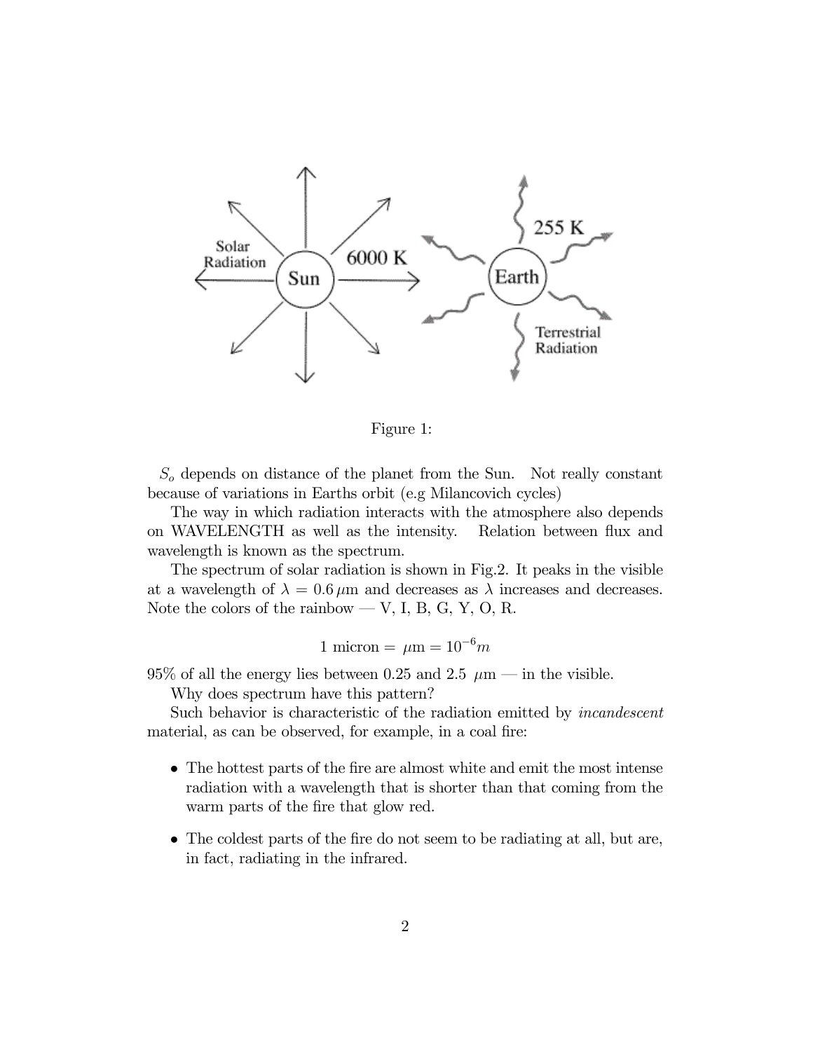Figure 1:

$S_o$ depends on distance of the planet from the Sun. Not really constant because of variations in Earths orbit (e.g Milancovich cycles)

The way in which radiation interacts with the atmosphere also depends on WAVELENGTH as well as the intensity. Relation between flux and wavelength is known as the spectrum.

The spectrum of solar radiation is shown in Fig.2. It peaks in the visible at a wavelength of $\lambda = 0.6\,\mu$m and decreases as $\lambda$ increases and decreases. Note the colors of the rainbow — V, I, B, G, Y, O, R.

$$1 \text{ micron} = \mu\text{m} = 10^{-6}m$$

95% of all the energy lies between 0.25 and 2.5 $\mu$m — in the visible.

Why does spectrum have this pattern?

Such behavior is characteristic of the radiation emitted by *incandescent* material, as can be observed, for example, in a coal fire:

- The hottest parts of the fire are almost white and emit the most intense radiation with a wavelength that is shorter than that coming from the warm parts of the fire that glow red.
- The coldest parts of the fire do not seem to be radiating at all, but are, in fact, radiating in the infrared.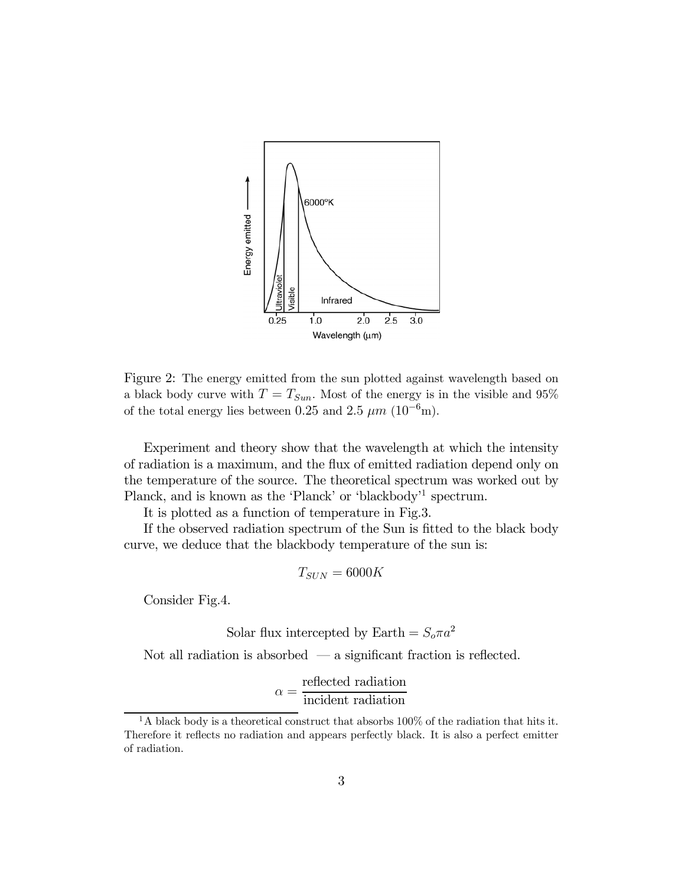Figure 2: The energy emitted from the sun plotted against wavelength based on a black body curve with $T = T_{Sun}$. Most of the energy is in the visible and 95% of the total energy lies between 0.25 and 2.5 $\mu m$ ($10^{-6}$m).

Experiment and theory show that the wavelength at which the intensity of radiation is a maximum, and the flux of emitted radiation depend only on the temperature of the source. The theoretical spectrum was worked out by Planck, and is known as the 'Planck' or 'blackbody'[1] spectrum.

It is plotted as a function of temperature in Fig.3.

If the observed radiation spectrum of the Sun is fitted to the black body curve, we deduce that the blackbody temperature of the sun is:

$$T_{SUN} = 6000K$$

Consider Fig.4.

$$\text{Solar flux intercepted by Earth} = S_o \pi a^2$$

Not all radiation is absorbed — a significant fraction is reflected.

$$\alpha = \frac{\text{reflected radiation}}{\text{incident radiation}}$$

[1] A black body is a theoretical construct that absorbs 100% of the radiation that hits it. Therefore it reflects no radiation and appears perfectly black. It is also a perfect emitter of radiation.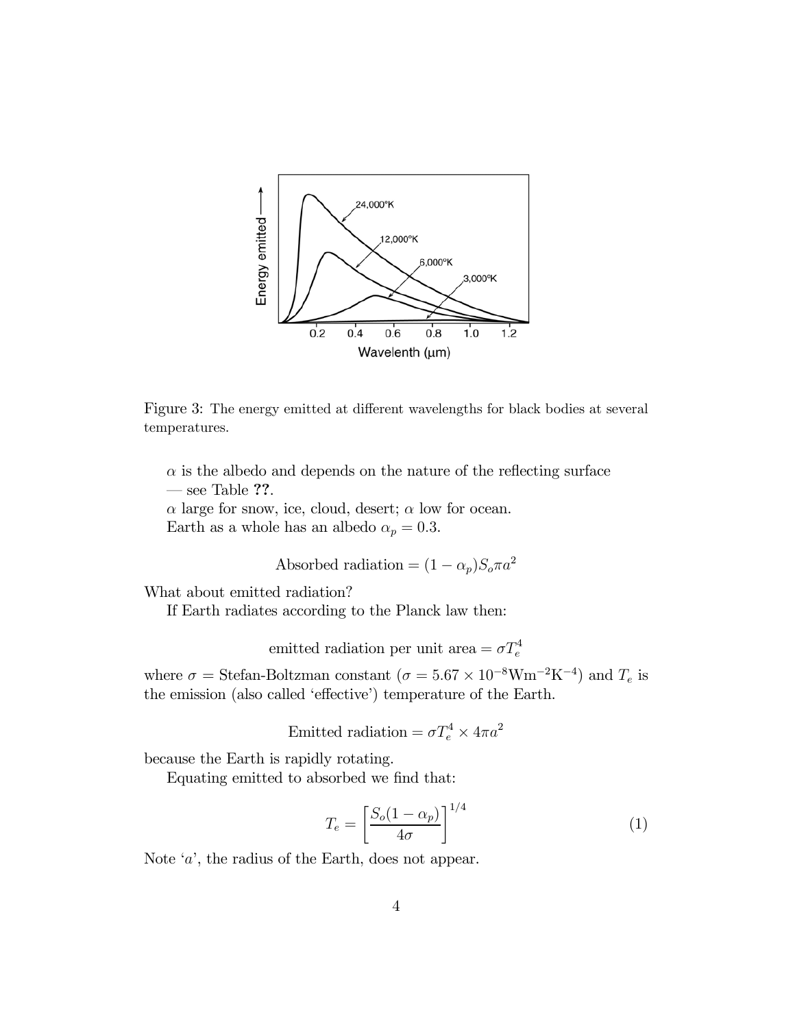Figure 3: The energy emitted at different wavelengths for black bodies at several temperatures.

$\alpha$ is the albedo and depends on the nature of the reflecting surface — see Table **??**.

$\alpha$ large for snow, ice, cloud, desert; $\alpha$ low for ocean.

Earth as a whole has an albedo $\alpha_p = 0.3$.

$$\text{Absorbed radiation} = (1 - \alpha_p) S_o \pi a^2$$

What about emitted radiation?

If Earth radiates according to the Planck law then:

$$\text{emitted radiation per unit area} = \sigma T_e^4$$

where $\sigma =$ Stefan-Boltzman constant ($\sigma = 5.67 \times 10^{-8} \mathrm{Wm}^{-2}\mathrm{K}^{-4}$) and $T_e$ is the emission (also called 'effective') temperature of the Earth.

$$\text{Emitted radiation} = \sigma T_e^4 \times 4\pi a^2$$

because the Earth is rapidly rotating.

Equating emitted to absorbed we find that:

$$T_e = \left[ \frac{S_o (1 - \alpha_p)}{4\sigma} \right]^{1/4} \tag{1}$$

Note '$a$', the radius of the Earth, does not appear.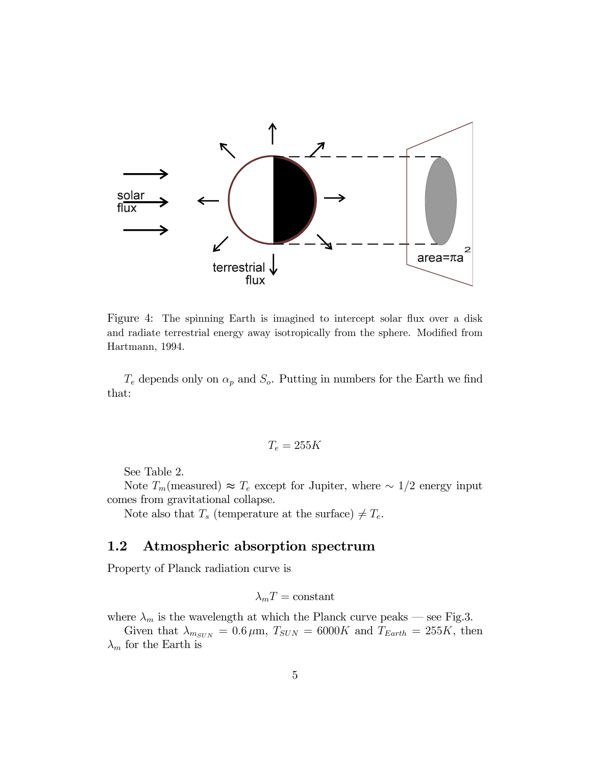Figure 4: The spinning Earth is imagined to intercept solar flux over a disk and radiate terrestrial energy away isotropically from the sphere. Modified from Hartmann, 1994.

$T_e$ depends only on $\alpha_p$ and $S_o$. Putting in numbers for the Earth we find that:

$$T_e = 255K$$

See Table 2.

Note $T_m$(measured) $\approx T_e$ except for Jupiter, where $\sim 1/2$ energy input comes from gravitational collapse.

Note also that $T_s$ (temperature at the surface) $\neq T_e$.

## 1.2 Atmospheric absorption spectrum

Property of Planck radiation curve is

$$\lambda_m T = \text{constant}$$

where $\lambda_m$ is the wavelength at which the Planck curve peaks — see Fig.3.

Given that $\lambda_{m_{SUN}} = 0.6\,\mu\text{m}$, $T_{SUN} = 6000K$ and $T_{Earth} = 255K$, then $\lambda_m$ for the Earth is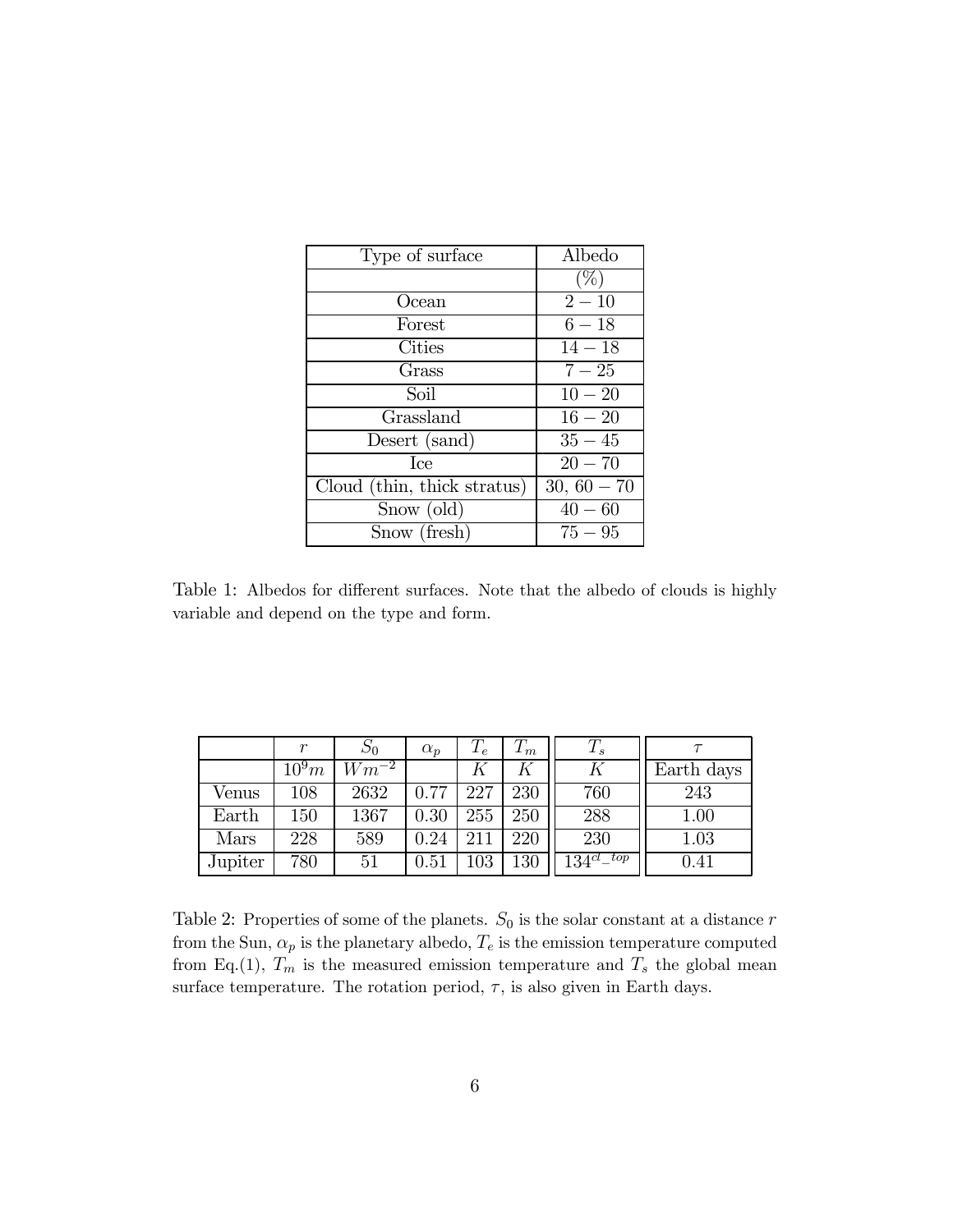| Type of surface | Albedo |
| --- | --- |
| | (%) |
| Ocean | $2-10$ |
| Forest | $6-18$ |
| Cities | $14-18$ |
| Grass | $7-25$ |
| Soil | $10-20$ |
| Grassland | $16-20$ |
| Desert (sand) | $35-45$ |
| Ice | $20-70$ |
| Cloud (thin, thick stratus) | $30,\ 60-70$ |
| Snow (old) | $40-60$ |
| Snow (fresh) | $75-95$ |

Table 1: Albedos for different surfaces. Note that the albedo of clouds is highly variable and depend on the type and form.

| | $r$ | $S_0$ | $\alpha_p$ | $T_e$ | $T_m$ | $T_s$ | $\tau$ |
| --- | --- | --- | --- | --- | --- | --- | --- |
| | $10^9 m$ | $Wm^{-2}$ | | $K$ | $K$ | $K$ | Earth days |
| Venus | 108 | 2632 | 0.77 | 227 | 230 | 760 | 243 |
| Earth | 150 | 1367 | 0.30 | 255 | 250 | 288 | 1.00 |
| Mars | 228 | 589 | 0.24 | 211 | 220 | 230 | 1.03 |
| Jupiter | 780 | 51 | 0.51 | 103 | 130 | $134^{cl\_top}$ | 0.41 |

Table 2: Properties of some of the planets. $S_0$ is the solar constant at a distance $r$ from the Sun, $\alpha_p$ is the planetary albedo, $T_e$ is the emission temperature computed from Eq.(1), $T_m$ is the measured emission temperature and $T_s$ the global mean surface temperature. The rotation period, $\tau$, is also given in Earth days.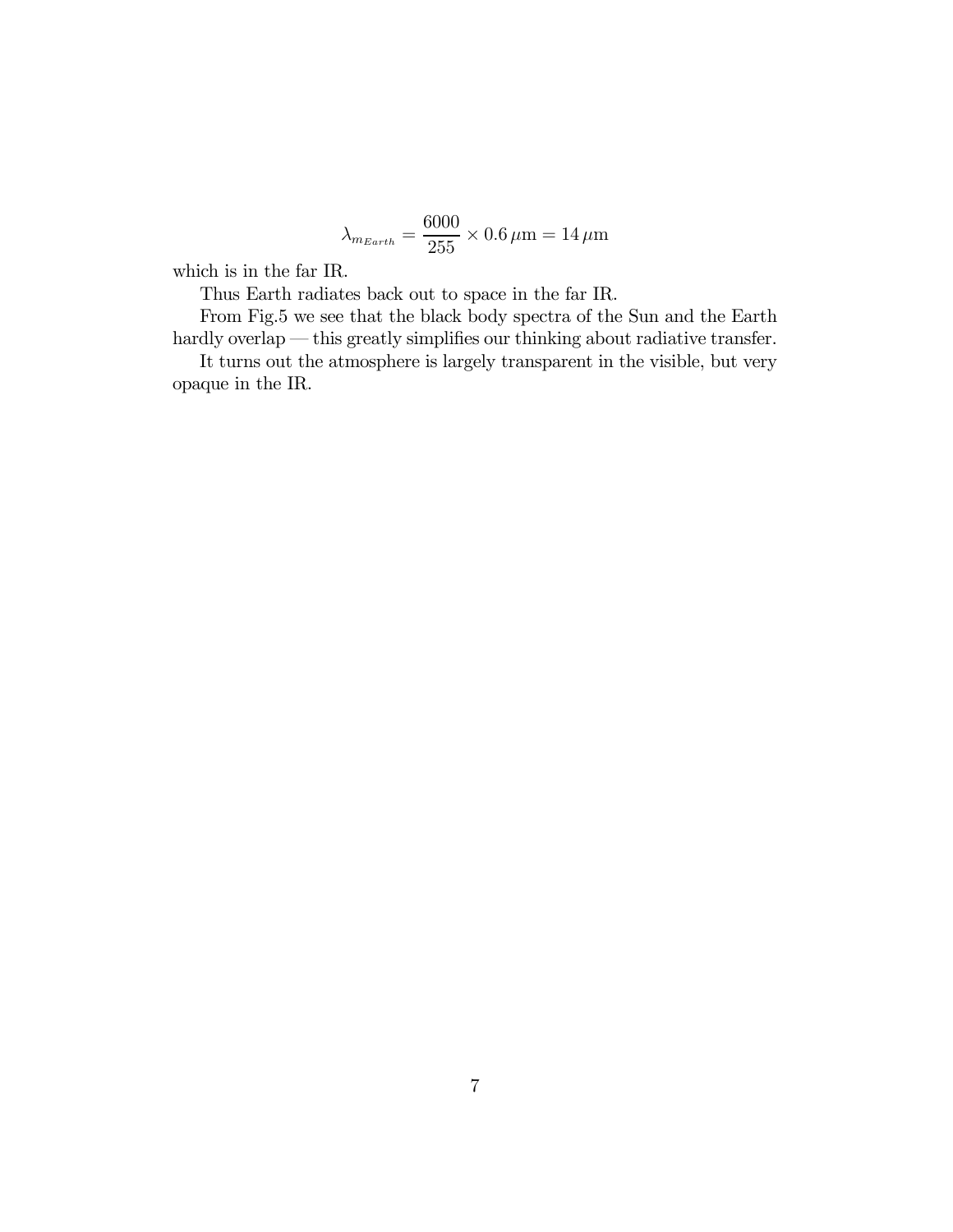$$\lambda_{m_{Earth}} = \frac{6000}{255} \times 0.6\,\mu\text{m} = 14\,\mu\text{m}$$

which is in the far IR.

Thus Earth radiates back out to space in the far IR.

From Fig.5 we see that the black body spectra of the Sun and the Earth hardly overlap — this greatly simplifies our thinking about radiative transfer.

It turns out the atmosphere is largely transparent in the visible, but very opaque in the IR.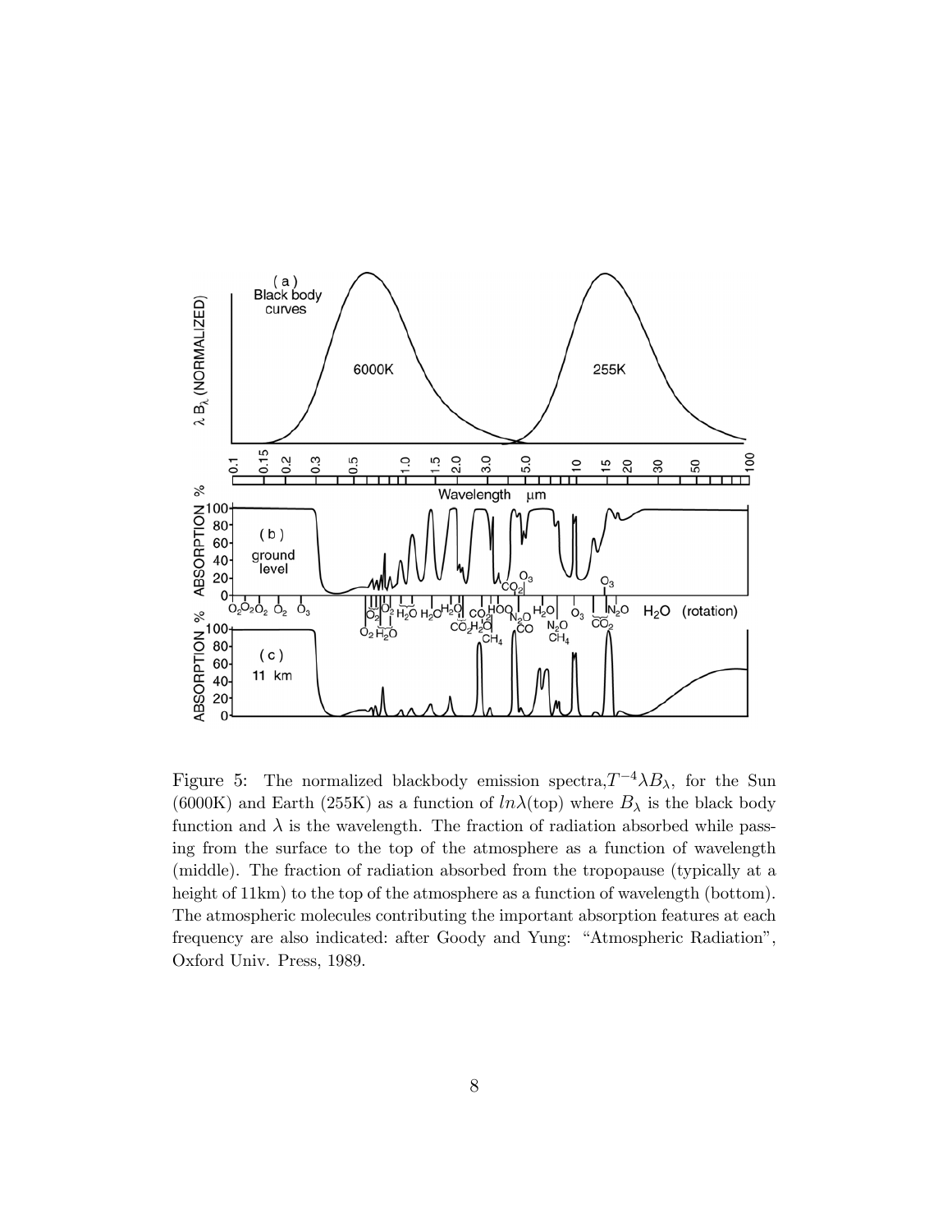(a)
Black body
curves

6000K

255K

$\lambda B_\lambda$ (NORMALIZED)

0.1 0.15 0.2 0.3 0.5 1.0 1.5 2.0 3.0 5.0 10 15 20 30 50 100

Wavelength μm

ABSORPTION %

100 80 60 40 20 0

(b)
ground
level

$O_2$ $O_2$ $O_2$ $O_2$ $O_3$ $O_2$ $O_2$ $H_2O$ $H_2O$ $H_2O$ $O_2$ $H_2O$ $CO_2$ $CO_2$ $H_2O$ HDO $CH_4$ $CO_2$ $O_3$ $N_2O$ $CO$ $H_2O$ $N_2O$ $CH_4$ $O_3$ $O_3$ $N_2O$ $CO_2$ $H_2O$ (rotation)

ABSORPTION %

100 80 60 40 20 0

(c)
11 km

Figure 5: The normalized blackbody emission spectra, $T^{-4}\lambda B_\lambda$, for the Sun (6000K) and Earth (255K) as a function of $ln\lambda$(top) where $B_\lambda$ is the black body function and $\lambda$ is the wavelength. The fraction of radiation absorbed while passing from the surface to the top of the atmosphere as a function of wavelength (middle). The fraction of radiation absorbed from the tropopause (typically at a height of 11km) to the top of the atmosphere as a function of wavelength (bottom). The atmospheric molecules contributing the important absorption features at each frequency are also indicated: after Goody and Yung: "Atmospheric Radiation", Oxford Univ. Press, 1989.